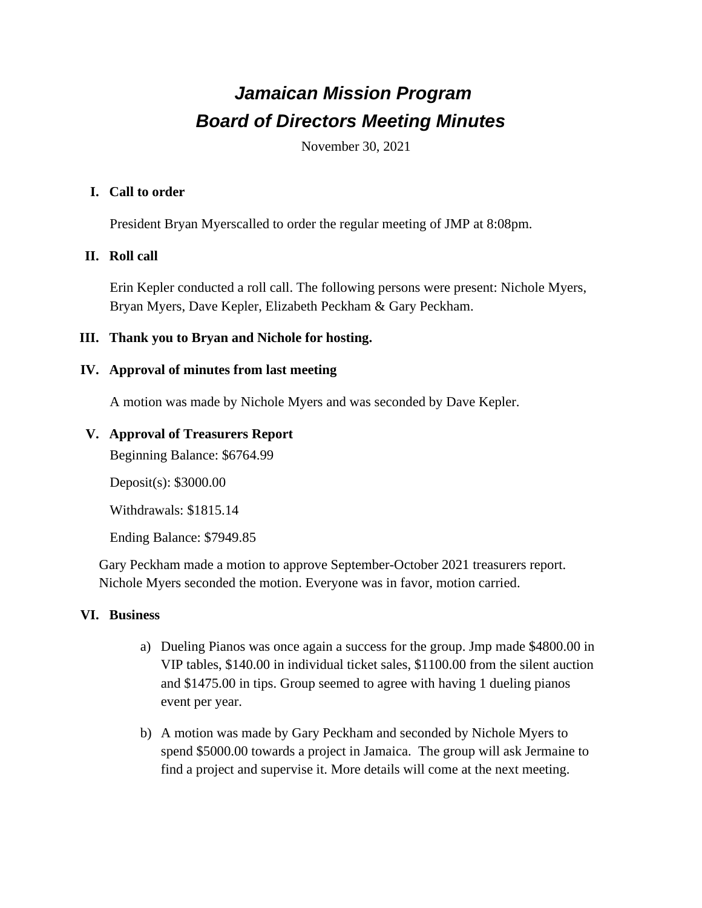# *Jamaican Mission Program*
# *Board of Directors Meeting Minutes*

November 30, 2021

## I. Call to order

President Bryan Myerscalled to order the regular meeting of JMP at 8:08pm.

## II. Roll call

Erin Kepler conducted a roll call. The following persons were present: Nichole Myers, Bryan Myers, Dave Kepler, Elizabeth Peckham & Gary Peckham.

## III. Thank you to Bryan and Nichole for hosting.

## IV. Approval of minutes from last meeting

A motion was made by Nichole Myers and was seconded by Dave Kepler.

## V. Approval of Treasurers Report

Beginning Balance: $6764.99

Deposit(s): $3000.00

Withdrawals: $1815.14

Ending Balance: $7949.85

Gary Peckham made a motion to approve September-October 2021 treasurers report. Nichole Myers seconded the motion. Everyone was in favor, motion carried.

## VI. Business

a) Dueling Pianos was once again a success for the group. Jmp made $4800.00 in VIP tables, $140.00 in individual ticket sales, $1100.00 from the silent auction and $1475.00 in tips. Group seemed to agree with having 1 dueling pianos event per year.

b) A motion was made by Gary Peckham and seconded by Nichole Myers to spend $5000.00 towards a project in Jamaica. The group will ask Jermaine to find a project and supervise it. More details will come at the next meeting.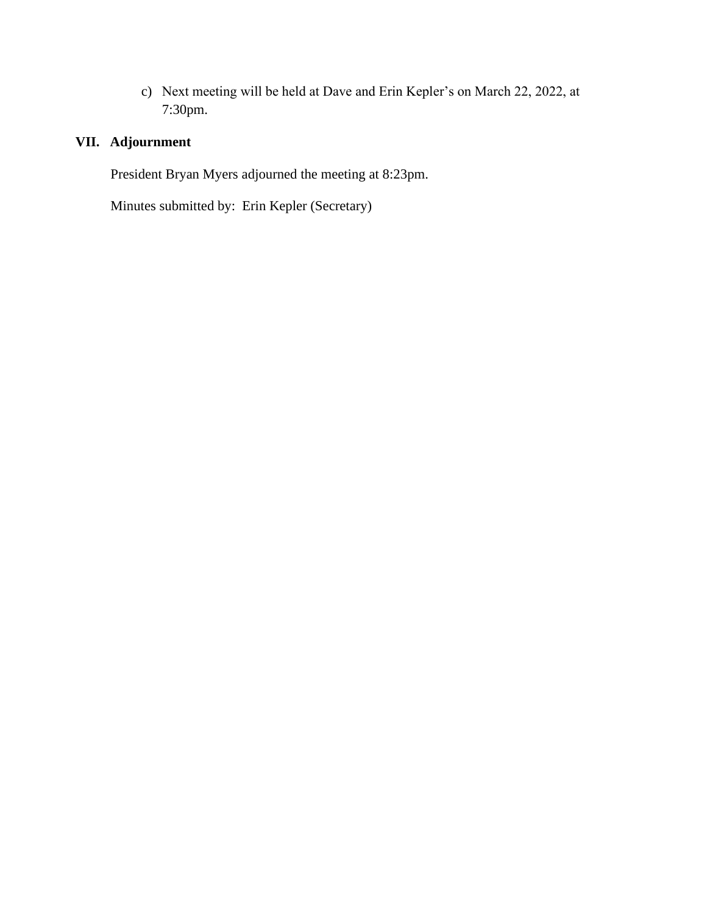c) Next meeting will be held at Dave and Erin Kepler's on March 22, 2022, at 7:30pm.

## VII. Adjournment

President Bryan Myers adjourned the meeting at 8:23pm.

Minutes submitted by: Erin Kepler (Secretary)